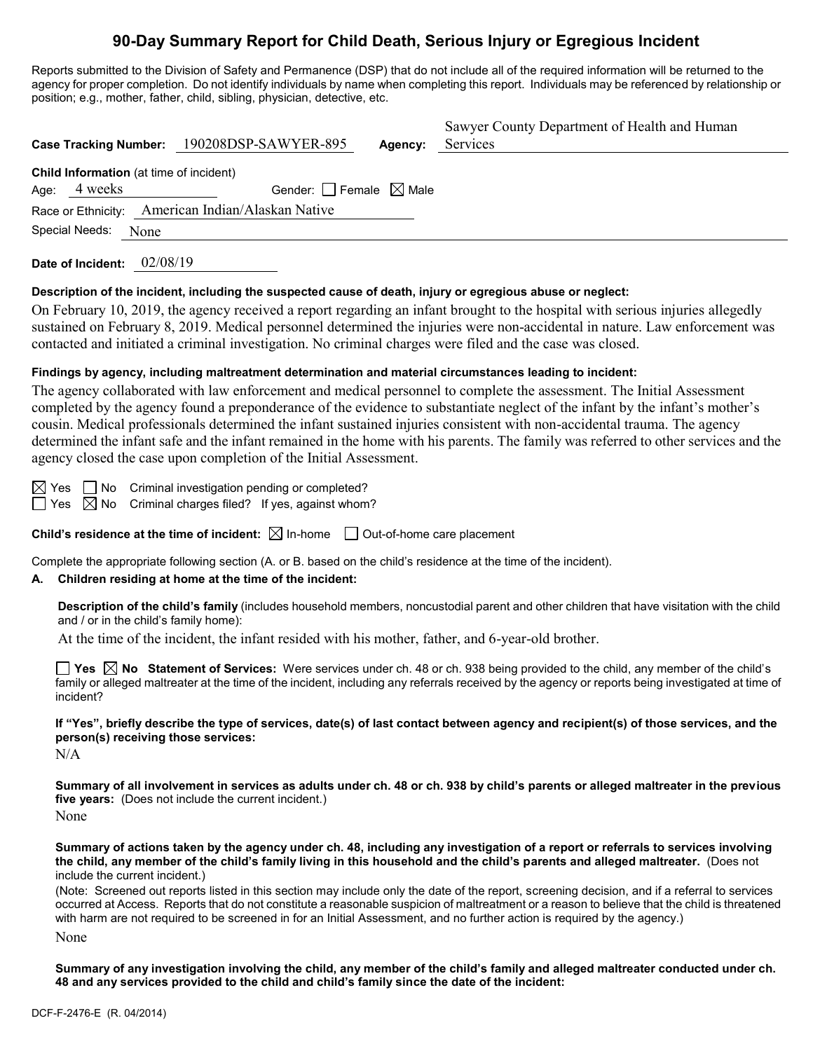# 90-Day Summary Report for Child Death, Serious Injury or Egregious Incident

Reports submitted to the Division of Safety and Permanence (DSP) that do not include all of the required information will be returned to the agency for proper completion. Do not identify individuals by name when completing this report. Individuals may be referenced by relationship or position; e.g., mother, father, child, sibling, physician, detective, etc.

**Case Tracking Number:** 190208DSP-SAWYER-895 **Agency:** Sawyer County Department of Health and Human Services

**Child Information** (at time of incident)

Age: 4 weeks Gender: ☐ Female ☒ Male

Race or Ethnicity: American Indian/Alaskan Native

Special Needs: None

**Date of Incident:** 02/08/19

**Description of the incident, including the suspected cause of death, injury or egregious abuse or neglect:**

On February 10, 2019, the agency received a report regarding an infant brought to the hospital with serious injuries allegedly sustained on February 8, 2019. Medical personnel determined the injuries were non-accidental in nature. Law enforcement was contacted and initiated a criminal investigation. No criminal charges were filed and the case was closed.

**Findings by agency, including maltreatment determination and material circumstances leading to incident:**

The agency collaborated with law enforcement and medical personnel to complete the assessment. The Initial Assessment completed by the agency found a preponderance of the evidence to substantiate neglect of the infant by the infant's mother's cousin. Medical professionals determined the infant sustained injuries consistent with non-accidental trauma. The agency determined the infant safe and the infant remained in the home with his parents. The family was referred to other services and the agency closed the case upon completion of the Initial Assessment.

☒ Yes ☐ No Criminal investigation pending or completed?

☐ Yes ☒ No Criminal charges filed? If yes, against whom?

**Child's residence at the time of incident:** ☒ In-home ☐ Out-of-home care placement

Complete the appropriate following section (A. or B. based on the child's residence at the time of the incident).

**A. Children residing at home at the time of the incident:**

**Description of the child's family** (includes household members, noncustodial parent and other children that have visitation with the child and / or in the child's family home):

At the time of the incident, the infant resided with his mother, father, and 6-year-old brother.

☐ **Yes** ☒ **No Statement of Services:** Were services under ch. 48 or ch. 938 being provided to the child, any member of the child's family or alleged maltreater at the time of the incident, including any referrals received by the agency or reports being investigated at time of incident?

**If "Yes", briefly describe the type of services, date(s) of last contact between agency and recipient(s) of those services, and the person(s) receiving those services:**

N/A

**Summary of all involvement in services as adults under ch. 48 or ch. 938 by child's parents or alleged maltreater in the previous five years:** (Does not include the current incident.)

None

**Summary of actions taken by the agency under ch. 48, including any investigation of a report or referrals to services involving the child, any member of the child's family living in this household and the child's parents and alleged maltreater.** (Does not include the current incident.)

(Note: Screened out reports listed in this section may include only the date of the report, screening decision, and if a referral to services occurred at Access. Reports that do not constitute a reasonable suspicion of maltreatment or a reason to believe that the child is threatened with harm are not required to be screened in for an Initial Assessment, and no further action is required by the agency.)

None

**Summary of any investigation involving the child, any member of the child's family and alleged maltreater conducted under ch. 48 and any services provided to the child and child's family since the date of the incident:**

DCF-F-2476-E (R. 04/2014)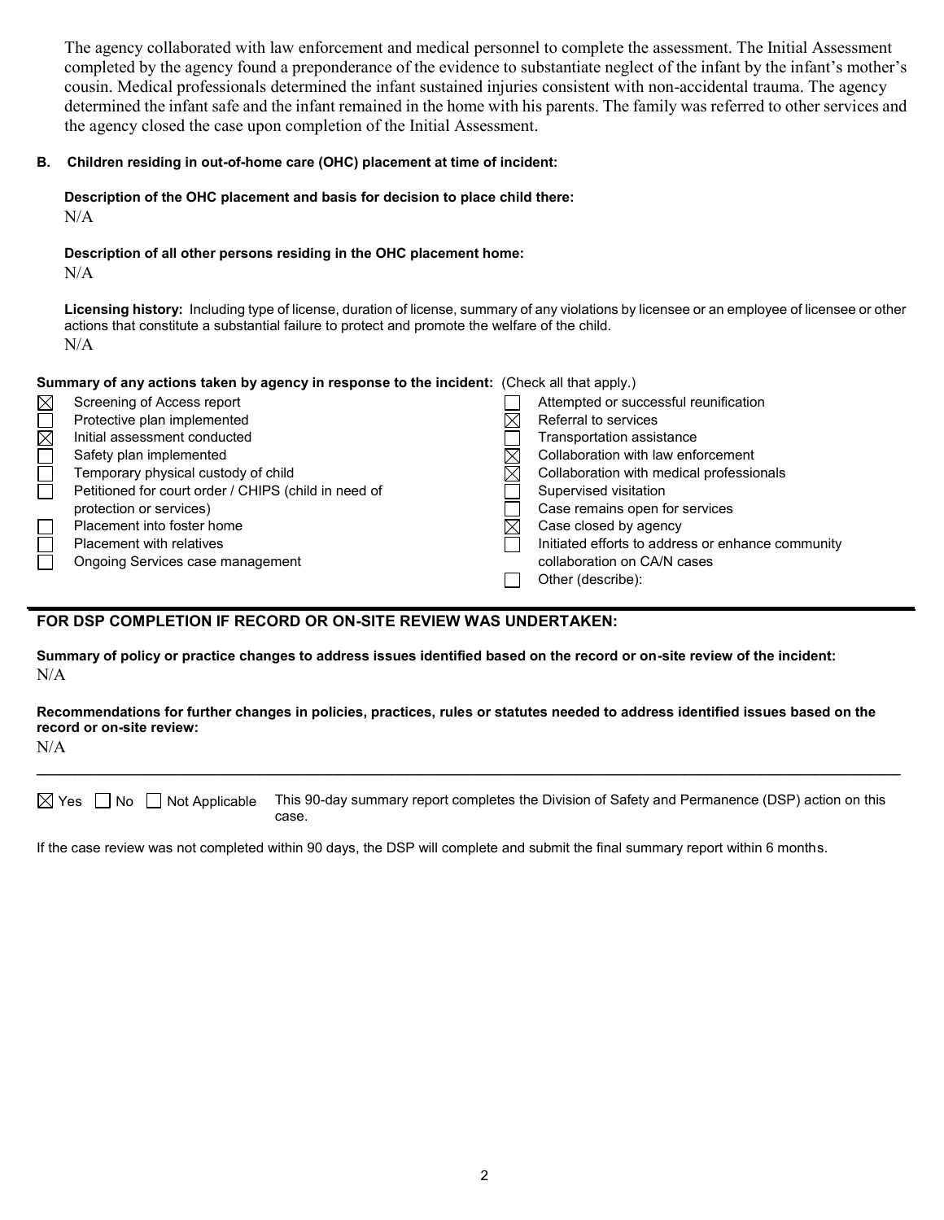The agency collaborated with law enforcement and medical personnel to complete the assessment. The Initial Assessment completed by the agency found a preponderance of the evidence to substantiate neglect of the infant by the infant's mother's cousin. Medical professionals determined the infant sustained injuries consistent with non-accidental trauma. The agency determined the infant safe and the infant remained in the home with his parents. The family was referred to other services and the agency closed the case upon completion of the Initial Assessment.

**B. Children residing in out-of-home care (OHC) placement at time of incident:**

**Description of the OHC placement and basis for decision to place child there:**
N/A

**Description of all other persons residing in the OHC placement home:**
N/A

**Licensing history:** Including type of license, duration of license, summary of any violations by licensee or an employee of licensee or other actions that constitute a substantial failure to protect and promote the welfare of the child.
N/A

**Summary of any actions taken by agency in response to the incident:** (Check all that apply.)

- ☒ Screening of Access report
- ☐ Protective plan implemented
- ☒ Initial assessment conducted
- ☐ Safety plan implemented
- ☐ Temporary physical custody of child
- ☐ Petitioned for court order / CHIPS (child in need of protection or services)
- ☐ Placement into foster home
- ☐ Placement with relatives
- ☐ Ongoing Services case management
- ☐ Attempted or successful reunification
- ☒ Referral to services
- ☐ Transportation assistance
- ☒ Collaboration with law enforcement
- ☒ Collaboration with medical professionals
- ☐ Supervised visitation
- ☐ Case remains open for services
- ☒ Case closed by agency
- ☐ Initiated efforts to address or enhance community collaboration on CA/N cases
- ☐ Other (describe):

## FOR DSP COMPLETION IF RECORD OR ON-SITE REVIEW WAS UNDERTAKEN:

**Summary of policy or practice changes to address issues identified based on the record or on-site review of the incident:**
N/A

**Recommendations for further changes in policies, practices, rules or statutes needed to address identified issues based on the record or on-site review:**
N/A

---

☒ Yes ☐ No ☐ Not Applicable This 90-day summary report completes the Division of Safety and Permanence (DSP) action on this case.

If the case review was not completed within 90 days, the DSP will complete and submit the final summary report within 6 months.